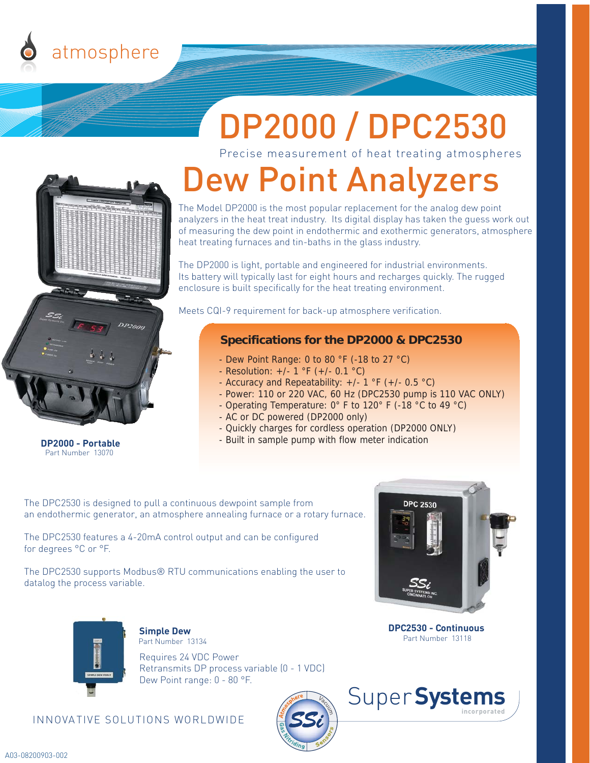atmosphere

# DP2000 / DPC2530

Precise measurement of heat treating atmospheres

# Dew Point Analyzers

The Model DP2000 is the most popular replacement for the analog dew point analyzers in the heat treat industry. Its digital display has taken the guess work out of measuring the dew point in endothermic and exothermic generators, atmosphere heat treating furnaces and tin-baths in the glass industry.

The DP2000 is light, portable and engineered for industrial environments. Its battery will typically last for eight hours and recharges quickly. The rugged enclosure is built specifically for the heat treating environment.

Meets CQI-9 requirement for back-up atmosphere verification.

**DP2000 - Portable**
Part Number 13070

## Specifications for the DP2000 & DPC2530

- Dew Point Range: 0 to 80 °F (-18 to 27 °C)
- Resolution: +/- 1 °F (+/- 0.1 °C)
- Accuracy and Repeatability: +/- 1 °F (+/- 0.5 °C)
- Power: 110 or 220 VAC, 60 Hz (DPC2530 pump is 110 VAC ONLY)
- Operating Temperature: 0° F to 120° F (-18 °C to 49 °C)
- AC or DC powered (DP2000 only)
- Quickly charges for cordless operation (DP2000 ONLY)
- Built in sample pump with flow meter indication

The DPC2530 is designed to pull a continuous dewpoint sample from an endothermic generator, an atmosphere annealing furnace or a rotary furnace.

The DPC2530 features a 4-20mA control output and can be configured for degrees °C or °F.

The DPC2530 supports Modbus® RTU communications enabling the user to datalog the process variable.

**DPC2530 - Continuous**
Part Number 13118

**Simple Dew**
Part Number 13134

Requires 24 VDC Power
Retransmits DP process variable (0 - 1 VDC)
Dew Point range: 0 - 80 °F.

INNOVATIVE SOLUTIONS WORLDWIDE

Super Systems incorporated

A03-08200903-002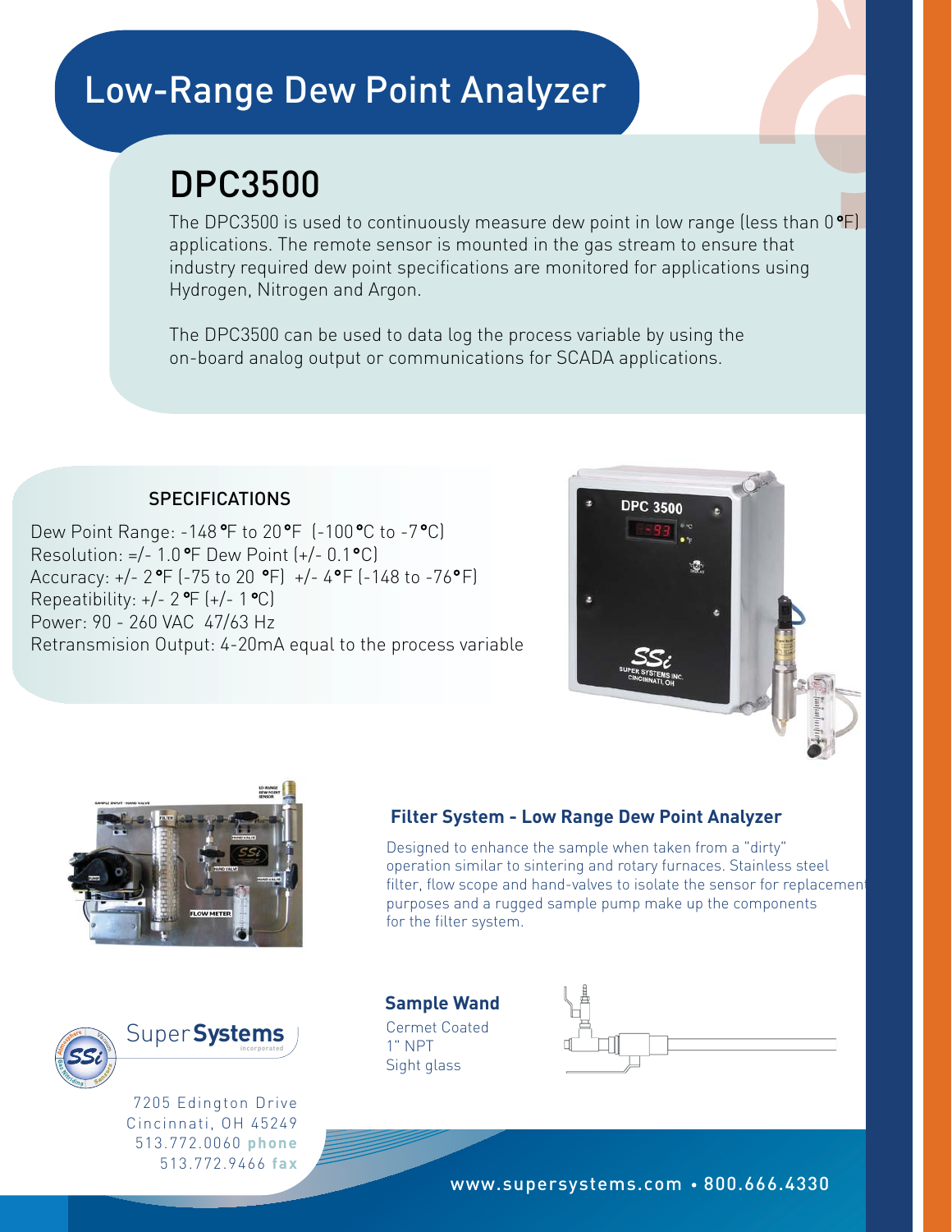# Low-Range Dew Point Analyzer

## DPC3500

The DPC3500 is used to continuously measure dew point in low range (less than 0°F) applications. The remote sensor is mounted in the gas stream to ensure that industry required dew point specifications are monitored for applications using Hydrogen, Nitrogen and Argon.

The DPC3500 can be used to data log the process variable by using the on-board analog output or communications for SCADA applications.

### SPECIFICATIONS

Dew Point Range: -148°F to 20°F (-100°C to -7°C)
Resolution: =/- 1.0°F Dew Point (+/- 0.1°C)
Accuracy: +/- 2°F (-75 to 20 °F) +/- 4°F (-148 to -76°F)
Repeatibility: +/- 2°F (+/- 1°C)
Power: 90 - 260 VAC 47/63 Hz
Retransmision Output: 4-20mA equal to the process variable

### Filter System - Low Range Dew Point Analyzer

Designed to enhance the sample when taken from a "dirty" operation similar to sintering and rotary furnaces. Stainless steel filter, flow scope and hand-valves to isolate the sensor for replacement purposes and a rugged sample pump make up the components for the filter system.

### Sample Wand

Cermet Coated
1" NPT
Sight glass

Super Systems incorporated

7205 Edington Drive
Cincinnati, OH 45249
513.772.0060 **phone**
513.772.9466 **fax**

www.supersystems.com • 800.666.4330